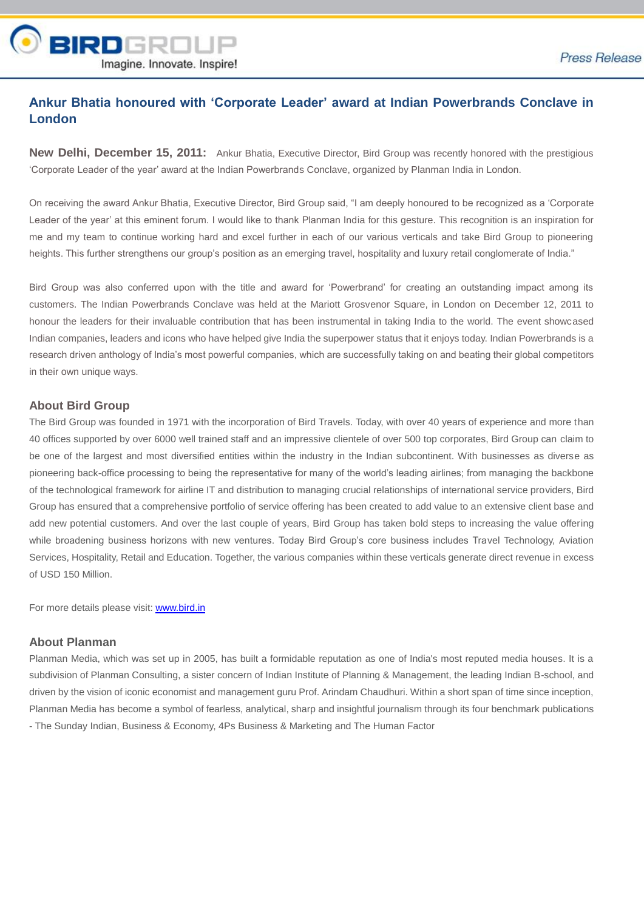# Ankur Bhatia honoured with 'Corporate Leader' award at Indian Powerbrands Conclave in London

**New Delhi, December 15, 2011:** Ankur Bhatia, Executive Director, Bird Group was recently honored with the prestigious 'Corporate Leader of the year' award at the Indian Powerbrands Conclave, organized by Planman India in London.

On receiving the award Ankur Bhatia, Executive Director, Bird Group said, "I am deeply honoured to be recognized as a 'Corporate Leader of the year' at this eminent forum. I would like to thank Planman India for this gesture. This recognition is an inspiration for me and my team to continue working hard and excel further in each of our various verticals and take Bird Group to pioneering heights. This further strengthens our group's position as an emerging travel, hospitality and luxury retail conglomerate of India."

Bird Group was also conferred upon with the title and award for 'Powerbrand' for creating an outstanding impact among its customers. The Indian Powerbrands Conclave was held at the Mariott Grosvenor Square, in London on December 12, 2011 to honour the leaders for their invaluable contribution that has been instrumental in taking India to the world. The event showcased Indian companies, leaders and icons who have helped give India the superpower status that it enjoys today. Indian Powerbrands is a research driven anthology of India's most powerful companies, which are successfully taking on and beating their global competitors in their own unique ways.

## About Bird Group

The Bird Group was founded in 1971 with the incorporation of Bird Travels. Today, with over 40 years of experience and more than 40 offices supported by over 6000 well trained staff and an impressive clientele of over 500 top corporates, Bird Group can claim to be one of the largest and most diversified entities within the industry in the Indian subcontinent. With businesses as diverse as pioneering back-office processing to being the representative for many of the world's leading airlines; from managing the backbone of the technological framework for airline IT and distribution to managing crucial relationships of international service providers, Bird Group has ensured that a comprehensive portfolio of service offering has been created to add value to an extensive client base and add new potential customers. And over the last couple of years, Bird Group has taken bold steps to increasing the value offering while broadening business horizons with new ventures. Today Bird Group's core business includes Travel Technology, Aviation Services, Hospitality, Retail and Education. Together, the various companies within these verticals generate direct revenue in excess of USD 150 Million.

For more details please visit: [www.bird.in](http://www.bird.in)

## About Planman

Planman Media, which was set up in 2005, has built a formidable reputation as one of India's most reputed media houses. It is a subdivision of Planman Consulting, a sister concern of Indian Institute of Planning & Management, the leading Indian B-school, and driven by the vision of iconic economist and management guru Prof. Arindam Chaudhuri. Within a short span of time since inception, Planman Media has become a symbol of fearless, analytical, sharp and insightful journalism through its four benchmark publications - The Sunday Indian, Business & Economy, 4Ps Business & Marketing and The Human Factor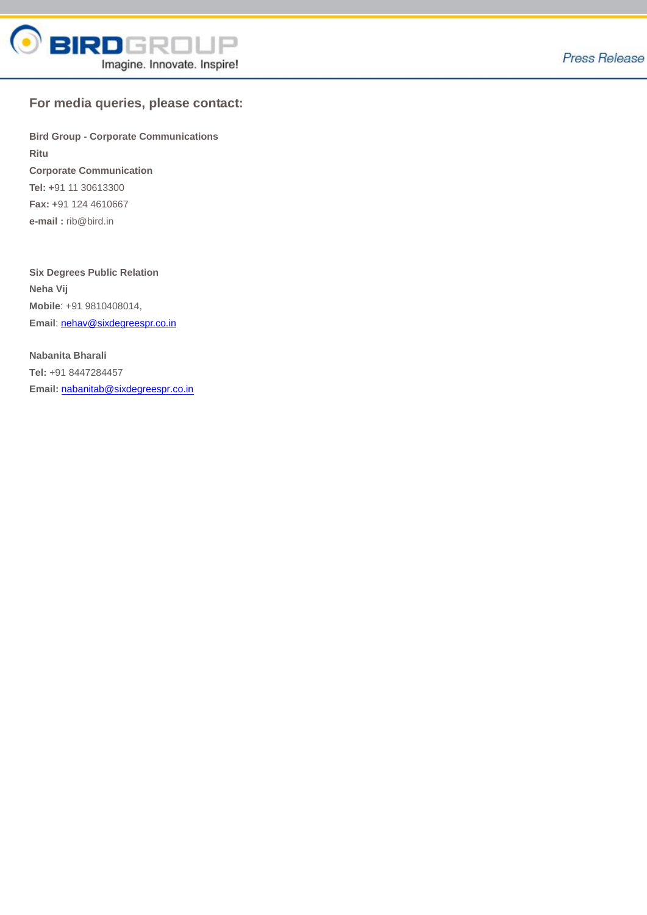### For media queries, please contact:

**Bird Group - Corporate Communications**
**Ritu**
**Corporate Communication**
**Tel: +**91 11 30613300
**Fax: +**91 124 4610667
**e-mail :** rib@bird.in

**Six Degrees Public Relation**
**Neha Vij**
**Mobile**: +91 9810408014,
**Email**: nehav@sixdegreespr.co.in

**Nabanita Bharali**
**Tel:** +91 8447284457
**Email:** nabanitab@sixdegreespr.co.in